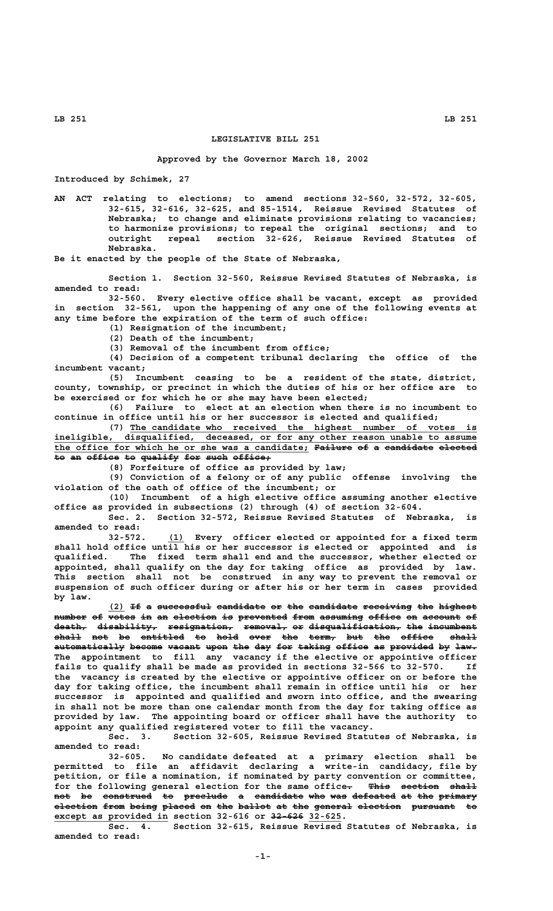# LEGISLATIVE BILL 251

**Approved by the Governor March 18, 2002**

**Introduced by Schimek, 27**

AN ACT relating to elections; to amend sections 32-560, 32-572, 32-605, 32-615, 32-616, 32-625, and 85-1514, Reissue Revised Statutes of Nebraska; to change and eliminate provisions relating to vacancies; to harmonize provisions; to repeal the original sections; and to outright repeal section 32-626, Reissue Revised Statutes of Nebraska.

Be it enacted by the people of the State of Nebraska,

Section 1. Section 32-560, Reissue Revised Statutes of Nebraska, is amended to read:

32-560. Every elective office shall be vacant, except as provided in section 32-561, upon the happening of any one of the following events at any time before the expiration of the term of such office:

(1) Resignation of the incumbent;

(2) Death of the incumbent;

(3) Removal of the incumbent from office;

(4) Decision of a competent tribunal declaring the office of the incumbent vacant;

(5) Incumbent ceasing to be a resident of the state, district, county, township, or precinct in which the duties of his or her office are to be exercised or for which he or she may have been elected;

(6) Failure to elect at an election when there is no incumbent to continue in office until his or her successor is elected and qualified;

(7) The candidate who received the highest number of votes is ineligible, disqualified, deceased, or for any other reason unable to assume the office for which he or she was a candidate; ~~Failure of a candidate elected to an office to qualify for such office;~~

(8) Forfeiture of office as provided by law;

(9) Conviction of a felony or of any public offense involving the violation of the oath of office of the incumbent; or

(10) Incumbent of a high elective office assuming another elective office as provided in subsections (2) through (4) of section 32-604.

Sec. 2. Section 32-572, Reissue Revised Statutes of Nebraska, is amended to read:

32-572. (1) Every officer elected or appointed for a fixed term shall hold office until his or her successor is elected or appointed and is qualified. The fixed term shall end and the successor, whether elected or appointed, shall qualify on the day for taking office as provided by law. This section shall not be construed in any way to prevent the removal or suspension of such officer during or after his or her term in cases provided by law.

(2) ~~If a successful candidate or the candidate receiving the highest number of votes in an election is prevented from assuming office on account of death, disability, resignation, removal, or disqualification, the incumbent shall not be entitled to hold over the term, but the office shall automatically become vacant upon the day for taking office as provided by law.~~ The appointment to fill any vacancy if the elective or appointive officer fails to qualify shall be made as provided in sections 32-566 to 32-570. If the vacancy is created by the elective or appointive officer on or before the day for taking office, the incumbent shall remain in office until his or her successor is appointed and qualified and sworn into office, and the swearing in shall not be more than one calendar month from the day for taking office as provided by law. The appointing board or officer shall have the authority to appoint any qualified registered voter to fill the vacancy.

Sec. 3. Section 32-605, Reissue Revised Statutes of Nebraska, is amended to read:

32-605. No candidate defeated at a primary election shall be permitted to file an affidavit declaring a write-in candidacy, file by petition, or file a nomination, if nominated by party convention or committee, for the following general election for the same office~~. This section shall not be construed to preclude a candidate who was defeated at the primary election from being placed on the ballot at the general election pursuant to~~ except as provided in section 32-616 or ~~32-626~~ 32-625.

Sec. 4. Section 32-615, Reissue Revised Statutes of Nebraska, is amended to read: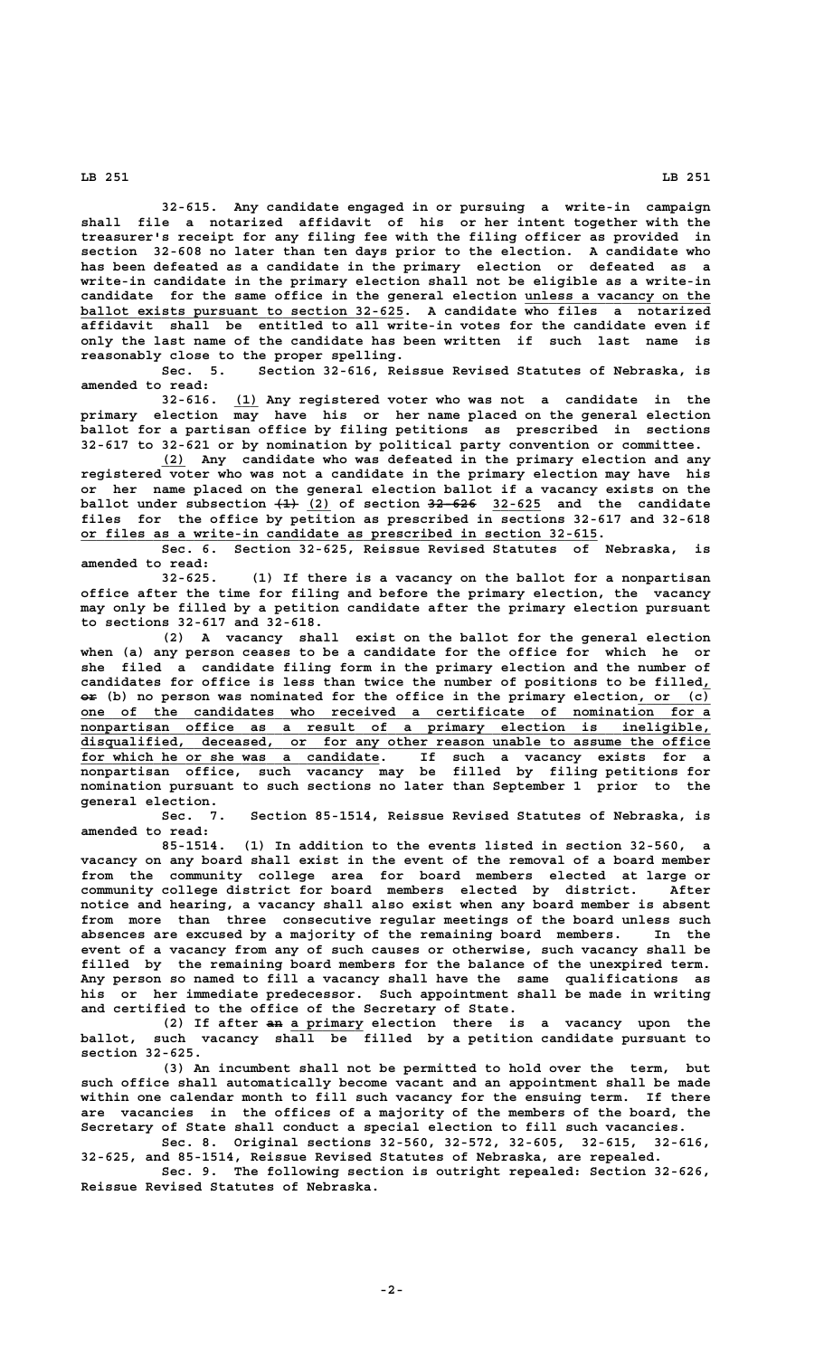32-615. Any candidate engaged in or pursuing a write-in campaign shall file a notarized affidavit of his or her intent together with the treasurer's receipt for any filing fee with the filing officer as provided in section 32-608 no later than ten days prior to the election. A candidate who has been defeated as a candidate in the primary election or defeated as a write-in candidate in the primary election shall not be eligible as a write-in candidate for the same office in the general election unless a vacancy on the ballot exists pursuant to section 32-625. A candidate who files a notarized affidavit shall be entitled to all write-in votes for the candidate even if only the last name of the candidate has been written if such last name is reasonably close to the proper spelling.

Sec. 5. Section 32-616, Reissue Revised Statutes of Nebraska, is amended to read:

32-616. (1) Any registered voter who was not a candidate in the primary election may have his or her name placed on the general election ballot for a partisan office by filing petitions as prescribed in sections 32-617 to 32-621 or by nomination by political party convention or committee.

(2) Any candidate who was defeated in the primary election and any registered voter who was not a candidate in the primary election may have his or her name placed on the general election ballot if a vacancy exists on the ballot under subsection ~~(1)~~ (2) of section ~~32-626~~ 32-625 and the candidate files for the office by petition as prescribed in sections 32-617 and 32-618 or files as a write-in candidate as prescribed in section 32-615.

Sec. 6. Section 32-625, Reissue Revised Statutes of Nebraska, is amended to read:

32-625. (1) If there is a vacancy on the ballot for a nonpartisan office after the time for filing and before the primary election, the vacancy may only be filled by a petition candidate after the primary election pursuant to sections 32-617 and 32-618.

(2) A vacancy shall exist on the ballot for the general election when (a) any person ceases to be a candidate for the office for which he or she filed a candidate filing form in the primary election and the number of candidates for office is less than twice the number of positions to be filled, ~~or~~ (b) no person was nominated for the office in the primary election, or (c) one of the candidates who received a certificate of nomination for a nonpartisan office as a result of a primary election is ineligible, disqualified, deceased, or for any other reason unable to assume the office for which he or she was a candidate. If such a vacancy exists for a nonpartisan office, such vacancy may be filled by filing petitions for nomination pursuant to such sections no later than September 1 prior to the general election.

Sec. 7. Section 85-1514, Reissue Revised Statutes of Nebraska, is amended to read:

85-1514. (1) In addition to the events listed in section 32-560, a vacancy on any board shall exist in the event of the removal of a board member from the community college area for board members elected at large or community college district for board members elected by district. After notice and hearing, a vacancy shall also exist when any board member is absent from more than three consecutive regular meetings of the board unless such absences are excused by a majority of the remaining board members. In the event of a vacancy from any of such causes or otherwise, such vacancy shall be filled by the remaining board members for the balance of the unexpired term. Any person so named to fill a vacancy shall have the same qualifications as his or her immediate predecessor. Such appointment shall be made in writing and certified to the office of the Secretary of State.

(2) If after ~~an~~ a primary election there is a vacancy upon the ballot, such vacancy shall be filled by a petition candidate pursuant to section 32-625.

(3) An incumbent shall not be permitted to hold over the term, but such office shall automatically become vacant and an appointment shall be made within one calendar month to fill such vacancy for the ensuing term. If there are vacancies in the offices of a majority of the members of the board, the Secretary of State shall conduct a special election to fill such vacancies.

Sec. 8. Original sections 32-560, 32-572, 32-605, 32-615, 32-616, 32-625, and 85-1514, Reissue Revised Statutes of Nebraska, are repealed.

Sec. 9. The following section is outright repealed: Section 32-626, Reissue Revised Statutes of Nebraska.